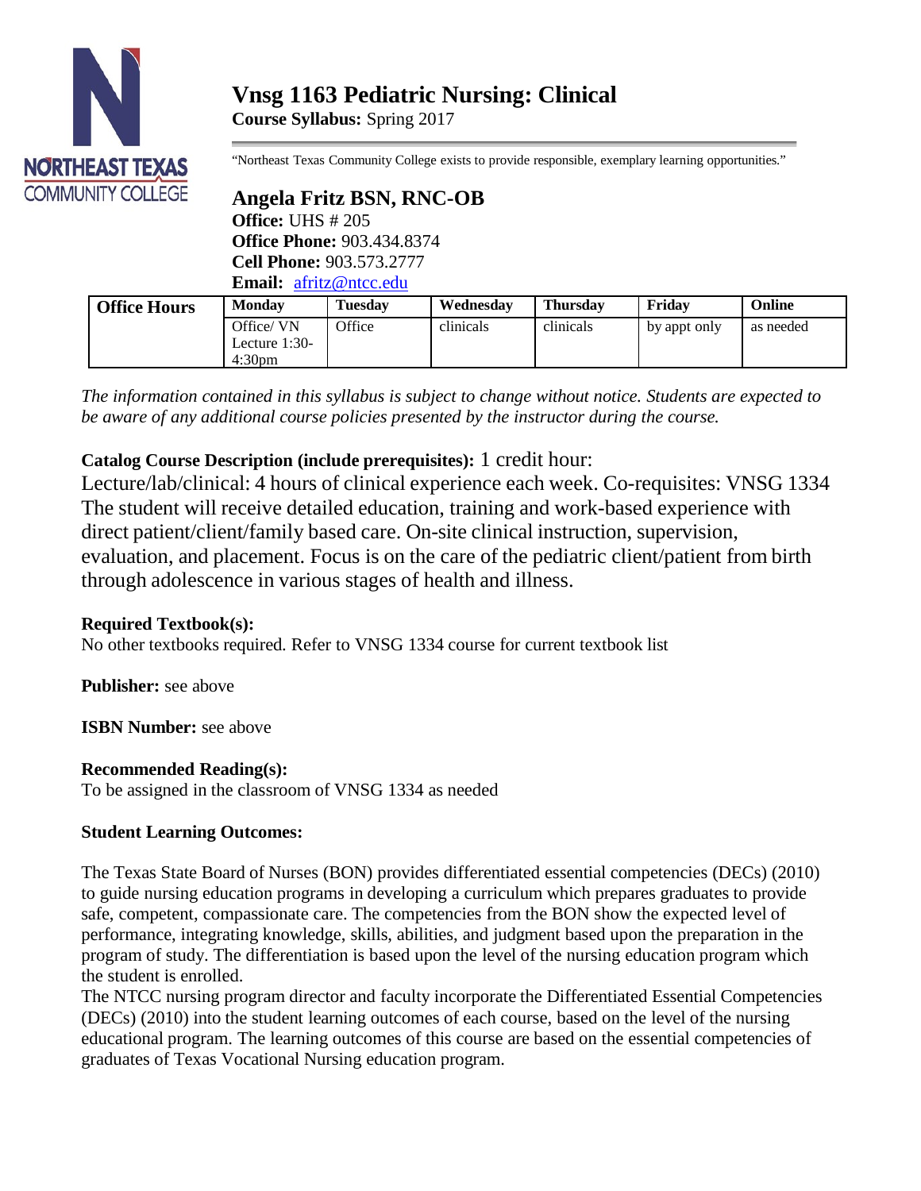# Vnsg 1163 Pediatric Nursing: Clinical

**Course Syllabus:** Spring 2017

"Northeast Texas Community College exists to provide responsible, exemplary learning opportunities."

## Angela Fritz BSN, RNC-OB

**Office:** UHS # 205
**Office Phone:** 903.434.8374
**Cell Phone:** 903.573.2777
**Email:** afritz@ntcc.edu

| Office Hours | Monday | Tuesday | Wednesday | Thursday | Friday | Online |
|---|---|---|---|---|---|---|
| | Office/ VN Lecture 1:30-4:30pm | Office | clinicals | clinicals | by appt only | as needed |

*The information contained in this syllabus is subject to change without notice. Students are expected to be aware of any additional course policies presented by the instructor during the course.*

**Catalog Course Description (include prerequisites):** 1 credit hour:
Lecture/lab/clinical: 4 hours of clinical experience each week. Co-requisites: VNSG 1334
The student will receive detailed education, training and work-based experience with direct patient/client/family based care. On-site clinical instruction, supervision, evaluation, and placement. Focus is on the care of the pediatric client/patient from birth through adolescence in various stages of health and illness.

**Required Textbook(s):**
No other textbooks required. Refer to VNSG 1334 course for current textbook list

**Publisher:** see above

**ISBN Number:** see above

**Recommended Reading(s):**
To be assigned in the classroom of VNSG 1334 as needed

**Student Learning Outcomes:**

The Texas State Board of Nurses (BON) provides differentiated essential competencies (DECs) (2010) to guide nursing education programs in developing a curriculum which prepares graduates to provide safe, competent, compassionate care. The competencies from the BON show the expected level of performance, integrating knowledge, skills, abilities, and judgment based upon the preparation in the program of study. The differentiation is based upon the level of the nursing education program which the student is enrolled.
The NTCC nursing program director and faculty incorporate the Differentiated Essential Competencies (DECs) (2010) into the student learning outcomes of each course, based on the level of the nursing educational program. The learning outcomes of this course are based on the essential competencies of graduates of Texas Vocational Nursing education program.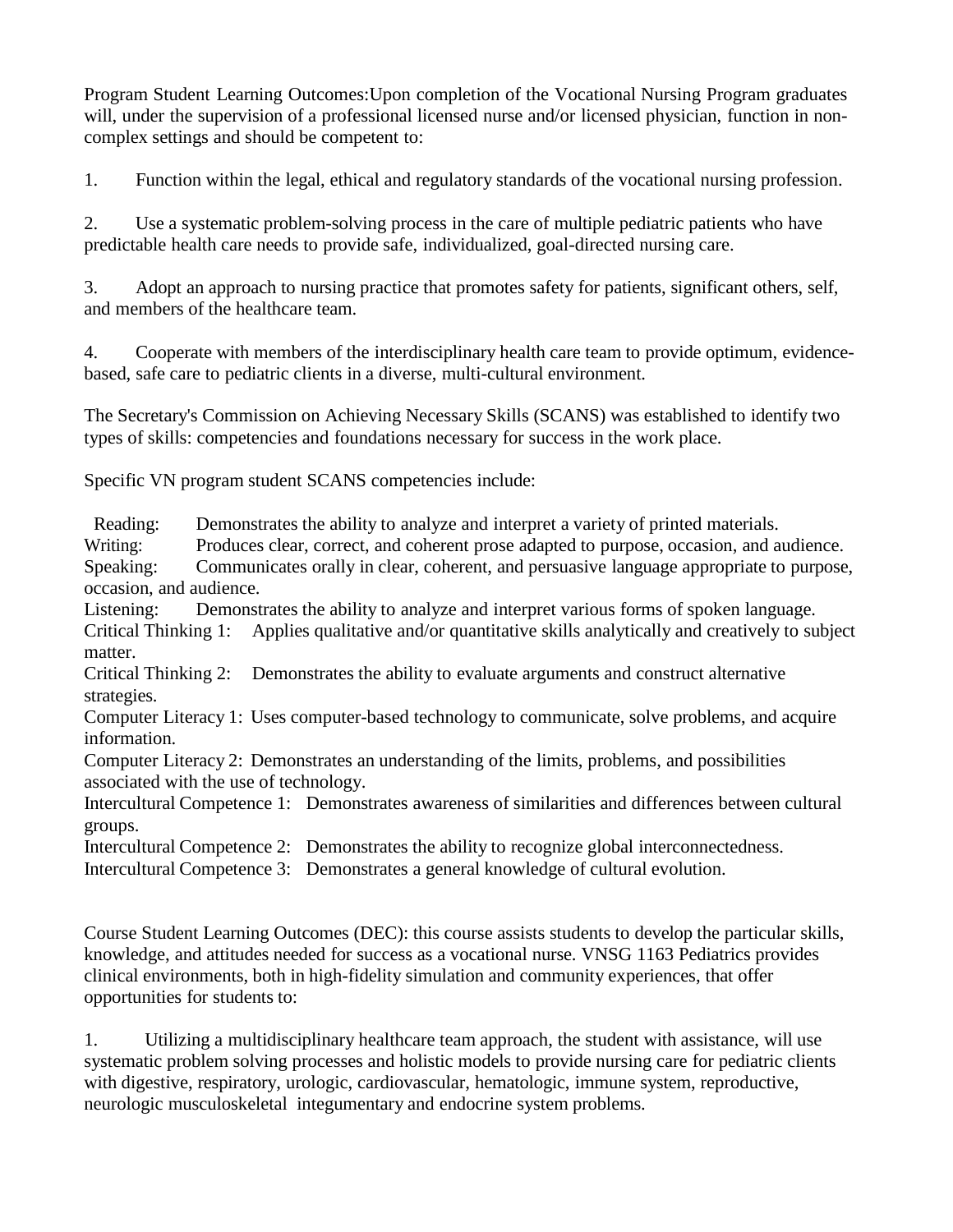Program Student Learning Outcomes:Upon completion of the Vocational Nursing Program graduates will, under the supervision of a professional licensed nurse and/or licensed physician, function in non-complex settings and should be competent to:

1. Function within the legal, ethical and regulatory standards of the vocational nursing profession.

2. Use a systematic problem-solving process in the care of multiple pediatric patients who have predictable health care needs to provide safe, individualized, goal-directed nursing care.

3. Adopt an approach to nursing practice that promotes safety for patients, significant others, self, and members of the healthcare team.

4. Cooperate with members of the interdisciplinary health care team to provide optimum, evidence-based, safe care to pediatric clients in a diverse, multi-cultural environment.

The Secretary's Commission on Achieving Necessary Skills (SCANS) was established to identify two types of skills: competencies and foundations necessary for success in the work place.

Specific VN program student SCANS competencies include:

Reading: Demonstrates the ability to analyze and interpret a variety of printed materials.
Writing: Produces clear, correct, and coherent prose adapted to purpose, occasion, and audience.
Speaking: Communicates orally in clear, coherent, and persuasive language appropriate to purpose, occasion, and audience.
Listening: Demonstrates the ability to analyze and interpret various forms of spoken language.
Critical Thinking 1: Applies qualitative and/or quantitative skills analytically and creatively to subject matter.
Critical Thinking 2: Demonstrates the ability to evaluate arguments and construct alternative strategies.
Computer Literacy 1: Uses computer-based technology to communicate, solve problems, and acquire information.
Computer Literacy 2: Demonstrates an understanding of the limits, problems, and possibilities associated with the use of technology.
Intercultural Competence 1: Demonstrates awareness of similarities and differences between cultural groups.
Intercultural Competence 2: Demonstrates the ability to recognize global interconnectedness.
Intercultural Competence 3: Demonstrates a general knowledge of cultural evolution.

Course Student Learning Outcomes (DEC): this course assists students to develop the particular skills, knowledge, and attitudes needed for success as a vocational nurse. VNSG 1163 Pediatrics provides clinical environments, both in high-fidelity simulation and community experiences, that offer opportunities for students to:

1. Utilizing a multidisciplinary healthcare team approach, the student with assistance, will use systematic problem solving processes and holistic models to provide nursing care for pediatric clients with digestive, respiratory, urologic, cardiovascular, hematologic, immune system, reproductive, neurologic musculoskeletal integumentary and endocrine system problems.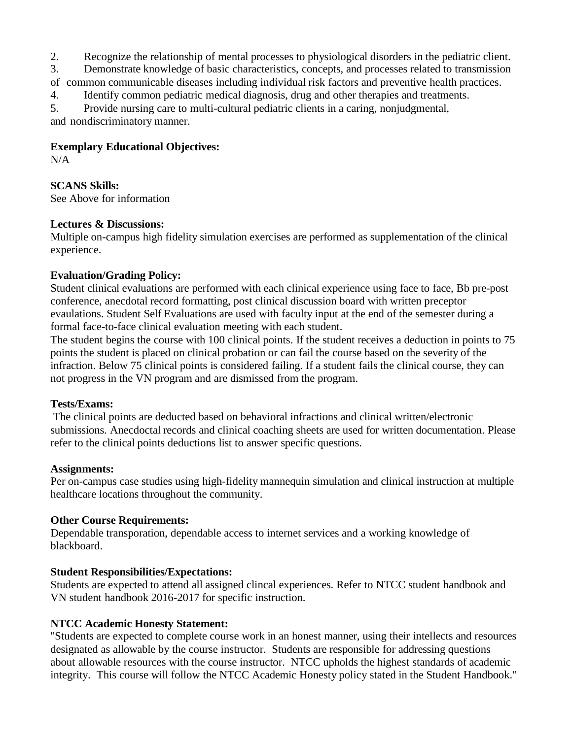2. Recognize the relationship of mental processes to physiological disorders in the pediatric client.
3. Demonstrate knowledge of basic characteristics, concepts, and processes related to transmission of common communicable diseases including individual risk factors and preventive health practices.
4. Identify common pediatric medical diagnosis, drug and other therapies and treatments.
5. Provide nursing care to multi-cultural pediatric clients in a caring, nonjudgmental, and nondiscriminatory manner.

**Exemplary Educational Objectives:**
N/A

**SCANS Skills:**
See Above for information

**Lectures & Discussions:**
Multiple on-campus high fidelity simulation exercises are performed as supplementation of the clinical experience.

**Evaluation/Grading Policy:**
Student clinical evaluations are performed with each clinical experience using face to face, Bb pre-post conference, anecdotal record formatting, post clinical discussion board with written preceptor evaulations. Student Self Evaluations are used with faculty input at the end of the semester during a formal face-to-face clinical evaluation meeting with each student.
The student begins the course with 100 clinical points. If the student receives a deduction in points to 75 points the student is placed on clinical probation or can fail the course based on the severity of the infraction. Below 75 clinical points is considered failing. If a student fails the clinical course, they can not progress in the VN program and are dismissed from the program.

**Tests/Exams:**
The clinical points are deducted based on behavioral infractions and clinical written/electronic submissions. Anecdoctal records and clinical coaching sheets are used for written documentation. Please refer to the clinical points deductions list to answer specific questions.

**Assignments:**
Per on-campus case studies using high-fidelity mannequin simulation and clinical instruction at multiple healthcare locations throughout the community.

**Other Course Requirements:**
Dependable transporation, dependable access to internet services and a working knowledge of blackboard.

**Student Responsibilities/Expectations:**
Students are expected to attend all assigned clincal experiences. Refer to NTCC student handbook and VN student handbook 2016-2017 for specific instruction.

**NTCC Academic Honesty Statement:**
"Students are expected to complete course work in an honest manner, using their intellects and resources designated as allowable by the course instructor. Students are responsible for addressing questions about allowable resources with the course instructor. NTCC upholds the highest standards of academic integrity. This course will follow the NTCC Academic Honesty policy stated in the Student Handbook."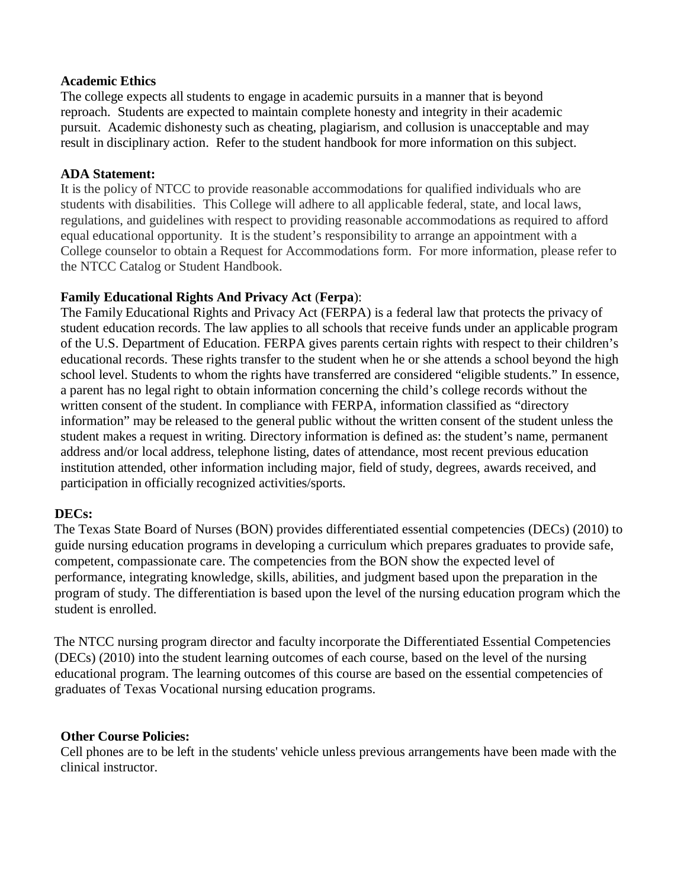**Academic Ethics**

The college expects all students to engage in academic pursuits in a manner that is beyond reproach. Students are expected to maintain complete honesty and integrity in their academic pursuit. Academic dishonesty such as cheating, plagiarism, and collusion is unacceptable and may result in disciplinary action. Refer to the student handbook for more information on this subject.

**ADA Statement:**

It is the policy of NTCC to provide reasonable accommodations for qualified individuals who are students with disabilities. This College will adhere to all applicable federal, state, and local laws, regulations, and guidelines with respect to providing reasonable accommodations as required to afford equal educational opportunity. It is the student's responsibility to arrange an appointment with a College counselor to obtain a Request for Accommodations form. For more information, please refer to the NTCC Catalog or Student Handbook.

**Family Educational Rights And Privacy Act** (**Ferpa**):

The Family Educational Rights and Privacy Act (FERPA) is a federal law that protects the privacy of student education records. The law applies to all schools that receive funds under an applicable program of the U.S. Department of Education. FERPA gives parents certain rights with respect to their children's educational records. These rights transfer to the student when he or she attends a school beyond the high school level. Students to whom the rights have transferred are considered "eligible students." In essence, a parent has no legal right to obtain information concerning the child's college records without the written consent of the student. In compliance with FERPA, information classified as "directory information" may be released to the general public without the written consent of the student unless the student makes a request in writing. Directory information is defined as: the student's name, permanent address and/or local address, telephone listing, dates of attendance, most recent previous education institution attended, other information including major, field of study, degrees, awards received, and participation in officially recognized activities/sports.

**DECs:**

The Texas State Board of Nurses (BON) provides differentiated essential competencies (DECs) (2010) to guide nursing education programs in developing a curriculum which prepares graduates to provide safe, competent, compassionate care. The competencies from the BON show the expected level of performance, integrating knowledge, skills, abilities, and judgment based upon the preparation in the program of study. The differentiation is based upon the level of the nursing education program which the student is enrolled.

The NTCC nursing program director and faculty incorporate the Differentiated Essential Competencies (DECs) (2010) into the student learning outcomes of each course, based on the level of the nursing educational program. The learning outcomes of this course are based on the essential competencies of graduates of Texas Vocational nursing education programs.

**Other Course Policies:**

Cell phones are to be left in the students' vehicle unless previous arrangements have been made with the clinical instructor.